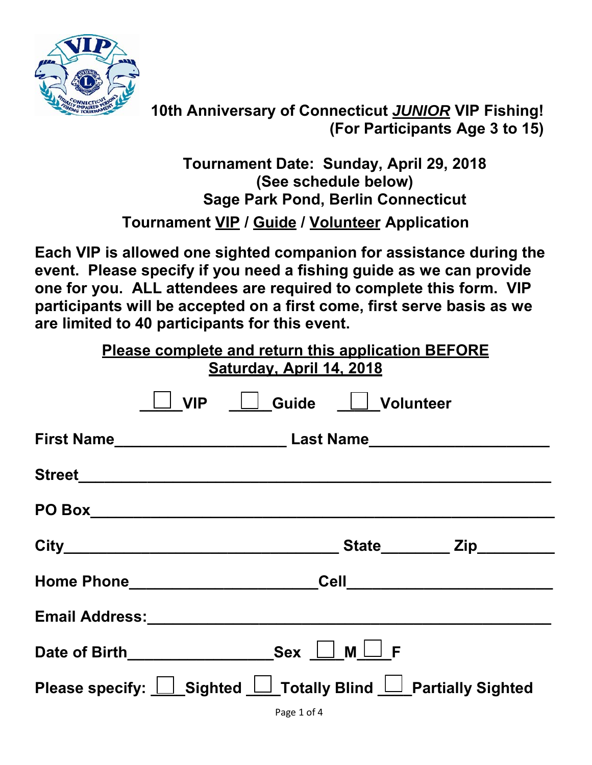# 10th Anniversary of Connecticut ***JUNIOR*** VIP Fishing!

**(For Participants Age 3 to 15)**

**Tournament Date: Sunday, April 29, 2018**
**(See schedule below)**
**Sage Park Pond, Berlin Connecticut**

## Tournament VIP / Guide / Volunteer Application

**Each VIP is allowed one sighted companion for assistance during the event. Please specify if you need a fishing guide as we can provide one for you. ALL attendees are required to complete this form. VIP participants will be accepted on a first come, first serve basis as we are limited to 40 participants for this event.**

**Please complete and return this application BEFORE Saturday, April 14, 2018**

☐ **VIP** ☐ **Guide** ☐ **Volunteer**

**First Name**____________________ **Last Name**______________________

**Street**______________________________________________________

**PO Box**______________________________________________________

**City**__________________________________ **State**________ **Zip**_________

**Home Phone**_____________________ **Cell**________________________

**Email Address:**________________________________________________

**Date of Birth**_________________ **Sex** ☐ **M** ☐ **F**

**Please specify:** ☐ **Sighted** ☐ **Totally Blind** ☐ **Partially Sighted**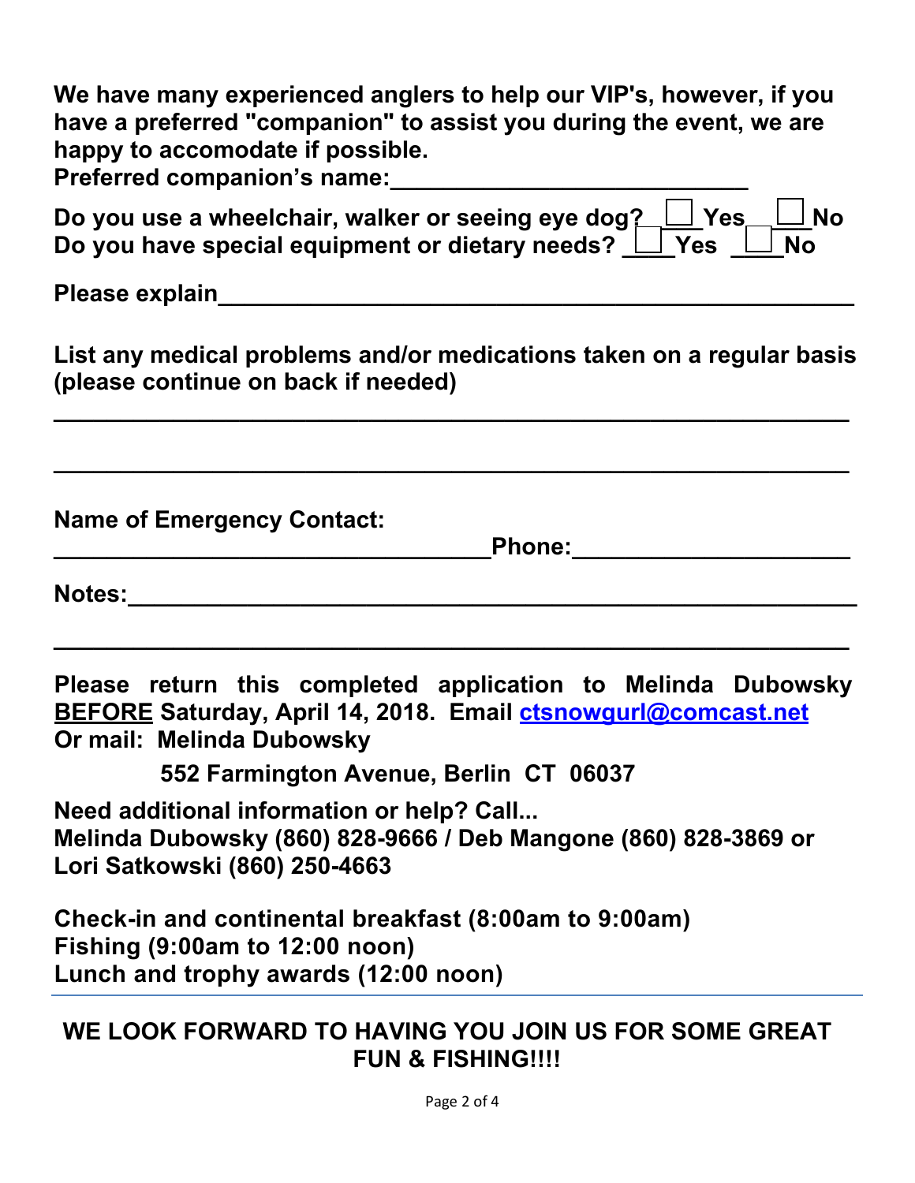**We have many experienced anglers to help our VIP's, however, if you have a preferred "companion" to assist you during the event, we are happy to accomodate if possible.**
**Preferred companion's name:___________________________**

**Do you use a wheelchair, walker or seeing eye dog? ☐ Yes ☐ No**
**Do you have special equipment or dietary needs? ☐ Yes ☐ No**

**Please explain_________________________________________________**

**List any medical problems and/or medications taken on a regular basis (please continue on back if needed)**

_____________________________________________________________

_____________________________________________________________

**Name of Emergency Contact:**
**_________________________________Phone:_____________________**

**Notes:_______________________________________________________**

_____________________________________________________________

**Please return this completed application to Melinda Dubowsky <u>BEFORE</u> Saturday, April 14, 2018. Email [ctsnowgurl@comcast.net](mailto:ctsnowgurl@comcast.net)**
**Or mail: Melinda Dubowsky**

**552 Farmington Avenue, Berlin CT 06037**

**Need additional information or help? Call...**
**Melinda Dubowsky (860) 828-9666 / Deb Mangone (860) 828-3869 or Lori Satkowski (860) 250-4663**

**Check-in and continental breakfast (8:00am to 9:00am)**
**Fishing (9:00am to 12:00 noon)**
**Lunch and trophy awards (12:00 noon)**

---

**WE LOOK FORWARD TO HAVING YOU JOIN US FOR SOME GREAT FUN & FISHING!!!!**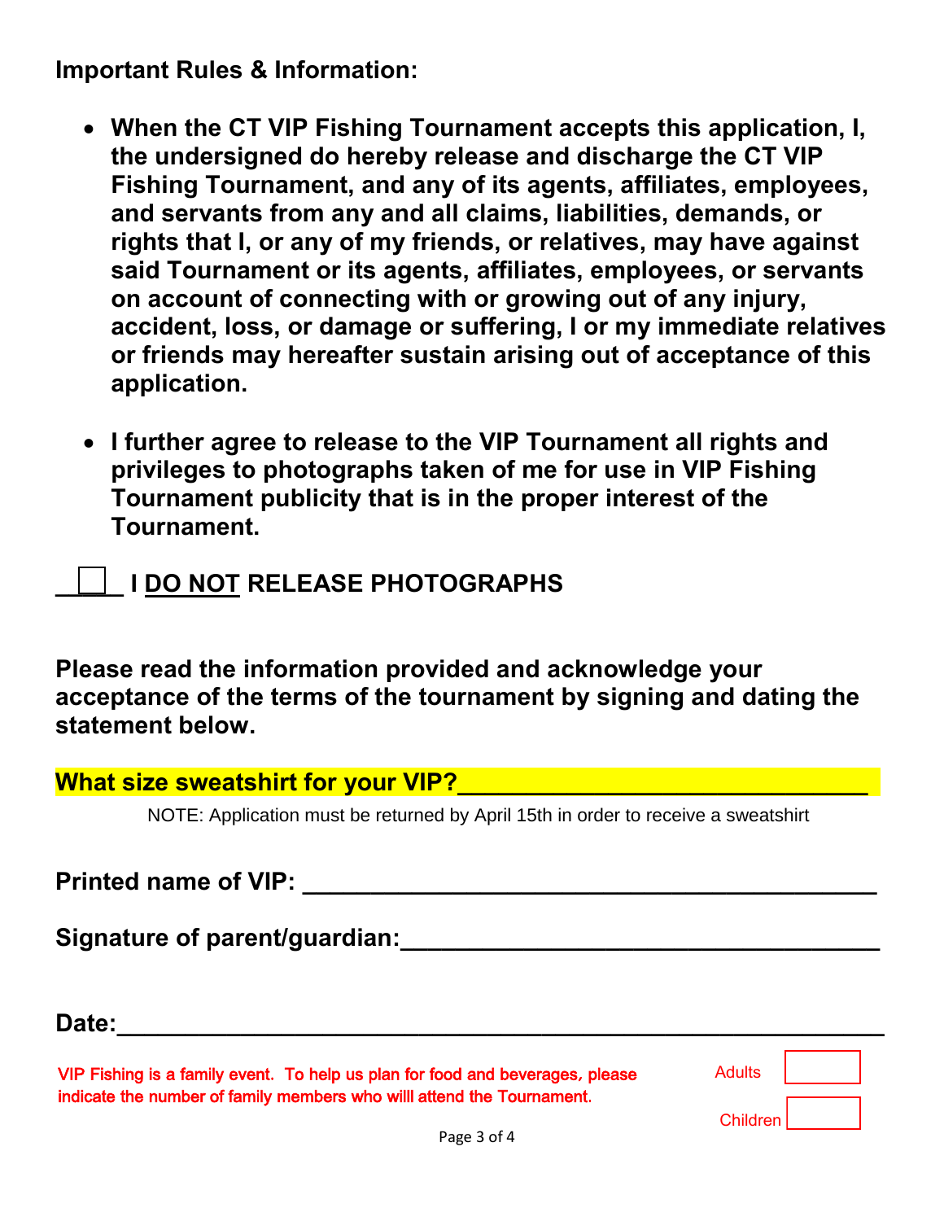**Important Rules & Information:**

- **When the CT VIP Fishing Tournament accepts this application, I, the undersigned do hereby release and discharge the CT VIP Fishing Tournament, and any of its agents, affiliates, employees, and servants from any and all claims, liabilities, demands, or rights that I, or any of my friends, or relatives, may have against said Tournament or its agents, affiliates, employees, or servants on account of connecting with or growing out of any injury, accident, loss, or damage or suffering, I or my immediate relatives or friends may hereafter sustain arising out of acceptance of this application.**

- **I further agree to release to the VIP Tournament all rights and privileges to photographs taken of me for use in VIP Fishing Tournament publicity that is in the proper interest of the Tournament.**

**☐ I DO NOT RELEASE PHOTOGRAPHS**

**Please read the information provided and acknowledge your acceptance of the terms of the tournament by signing and dating the statement below.**

**What size sweatshirt for your VIP?______________________________**

NOTE: Application must be returned by April 15th in order to receive a sweatshirt

**Printed name of VIP: ________________________________________**

**Signature of parent/guardian:__________________________________**

**Date:______________________________________________________**

VIP Fishing is a family event. To help us plan for food and beverages, please indicate the number of family members who willl attend the Tournament.

Adults ☐

Children ☐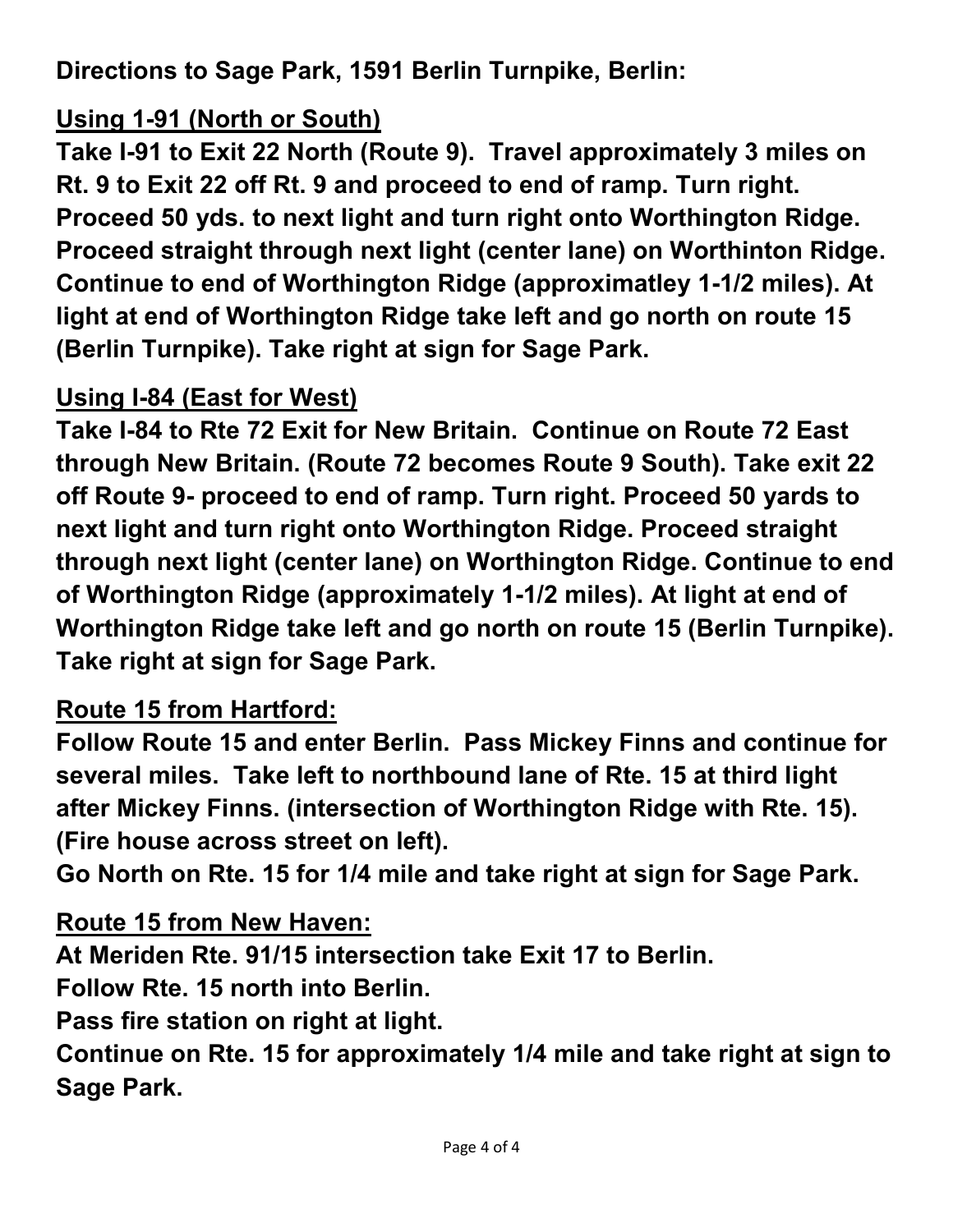**Directions to Sage Park, 1591 Berlin Turnpike, Berlin:**

**Using 1-91 (North or South)**

**Take I-91 to Exit 22 North (Route 9). Travel approximately 3 miles on Rt. 9 to Exit 22 off Rt. 9 and proceed to end of ramp. Turn right. Proceed 50 yds. to next light and turn right onto Worthington Ridge. Proceed straight through next light (center lane) on Worthinton Ridge. Continue to end of Worthington Ridge (approximatley 1-1/2 miles). At light at end of Worthington Ridge take left and go north on route 15 (Berlin Turnpike). Take right at sign for Sage Park.**

**Using I-84 (East for West)**

**Take I-84 to Rte 72 Exit for New Britain. Continue on Route 72 East through New Britain. (Route 72 becomes Route 9 South). Take exit 22 off Route 9- proceed to end of ramp. Turn right. Proceed 50 yards to next light and turn right onto Worthington Ridge. Proceed straight through next light (center lane) on Worthington Ridge. Continue to end of Worthington Ridge (approximately 1-1/2 miles). At light at end of Worthington Ridge take left and go north on route 15 (Berlin Turnpike). Take right at sign for Sage Park.**

**Route 15 from Hartford:**

**Follow Route 15 and enter Berlin. Pass Mickey Finns and continue for several miles. Take left to northbound lane of Rte. 15 at third light after Mickey Finns. (intersection of Worthington Ridge with Rte. 15). (Fire house across street on left).**

**Go North on Rte. 15 for 1/4 mile and take right at sign for Sage Park.**

**Route 15 from New Haven:**

**At Meriden Rte. 91/15 intersection take Exit 17 to Berlin.**

**Follow Rte. 15 north into Berlin.**

**Pass fire station on right at light.**

**Continue on Rte. 15 for approximately 1/4 mile and take right at sign to Sage Park.**